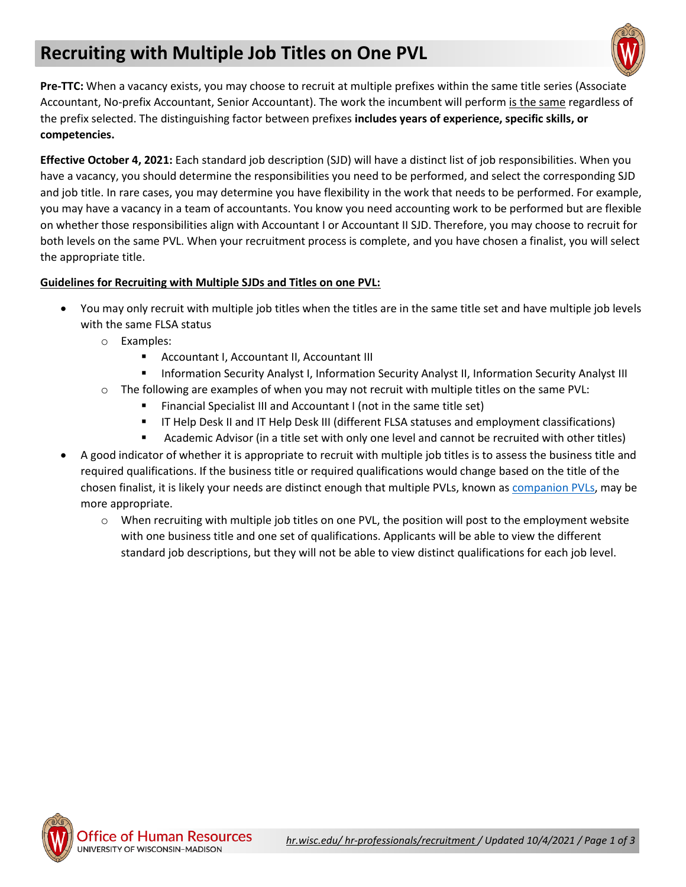# Recruiting with Multiple Job Titles on One PVL

**Pre-TTC:** When a vacancy exists, you may choose to recruit at multiple prefixes within the same title series (Associate Accountant, No-prefix Accountant, Senior Accountant). The work the incumbent will perform is the same regardless of the prefix selected. The distinguishing factor between prefixes **includes years of experience, specific skills, or competencies.**

**Effective October 4, 2021:** Each standard job description (SJD) will have a distinct list of job responsibilities. When you have a vacancy, you should determine the responsibilities you need to be performed, and select the corresponding SJD and job title. In rare cases, you may determine you have flexibility in the work that needs to be performed. For example, you may have a vacancy in a team of accountants. You know you need accounting work to be performed but are flexible on whether those responsibilities align with Accountant I or Accountant II SJD. Therefore, you may choose to recruit for both levels on the same PVL. When your recruitment process is complete, and you have chosen a finalist, you will select the appropriate title.

**Guidelines for Recruiting with Multiple SJDs and Titles on one PVL:**

- You may only recruit with multiple job titles when the titles are in the same title set and have multiple job levels with the same FLSA status
  - Examples:
    - Accountant I, Accountant II, Accountant III
    - Information Security Analyst I, Information Security Analyst II, Information Security Analyst III
  - The following are examples of when you may not recruit with multiple titles on the same PVL:
    - Financial Specialist III and Accountant I (not in the same title set)
    - IT Help Desk II and IT Help Desk III (different FLSA statuses and employment classifications)
    - Academic Advisor (in a title set with only one level and cannot be recruited with other titles)
- A good indicator of whether it is appropriate to recruit with multiple job titles is to assess the business title and required qualifications. If the business title or required qualifications would change based on the title of the chosen finalist, it is likely your needs are distinct enough that multiple PVLs, known as companion PVLs, may be more appropriate.
  - When recruiting with multiple job titles on one PVL, the position will post to the employment website with one business title and one set of qualifications. Applicants will be able to view the different standard job descriptions, but they will not be able to view distinct qualifications for each job level.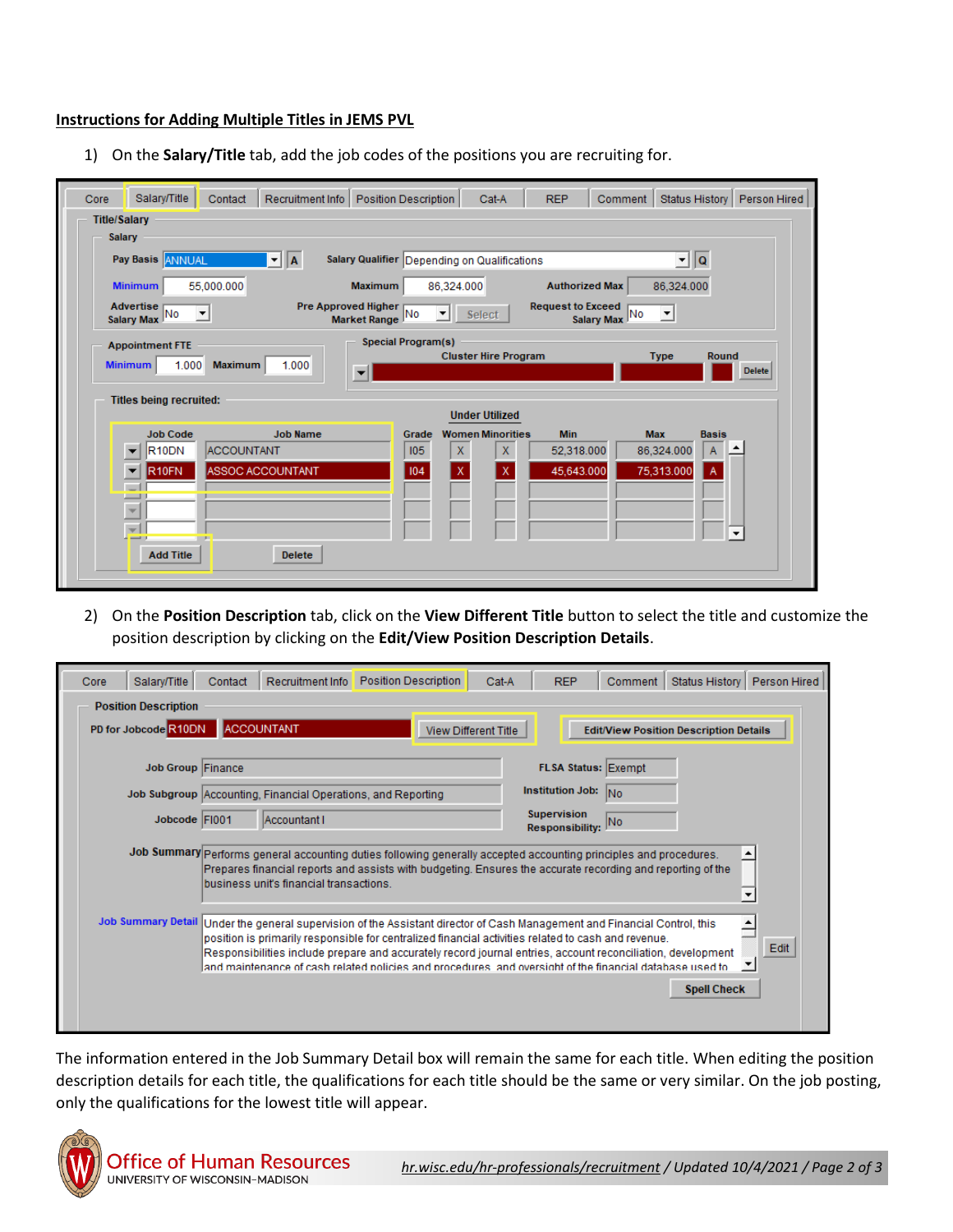## Instructions for Adding Multiple Titles in JEMS PVL

1) On the **Salary/Title** tab, add the job codes of the positions you are recruiting for.

2) On the **Position Description** tab, click on the **View Different Title** button to select the title and customize the position description by clicking on the **Edit/View Position Description Details**.

The information entered in the Job Summary Detail box will remain the same for each title. When editing the position description details for each title, the qualifications for each title should be the same or very similar. On the job posting, only the qualifications for the lowest title will appear.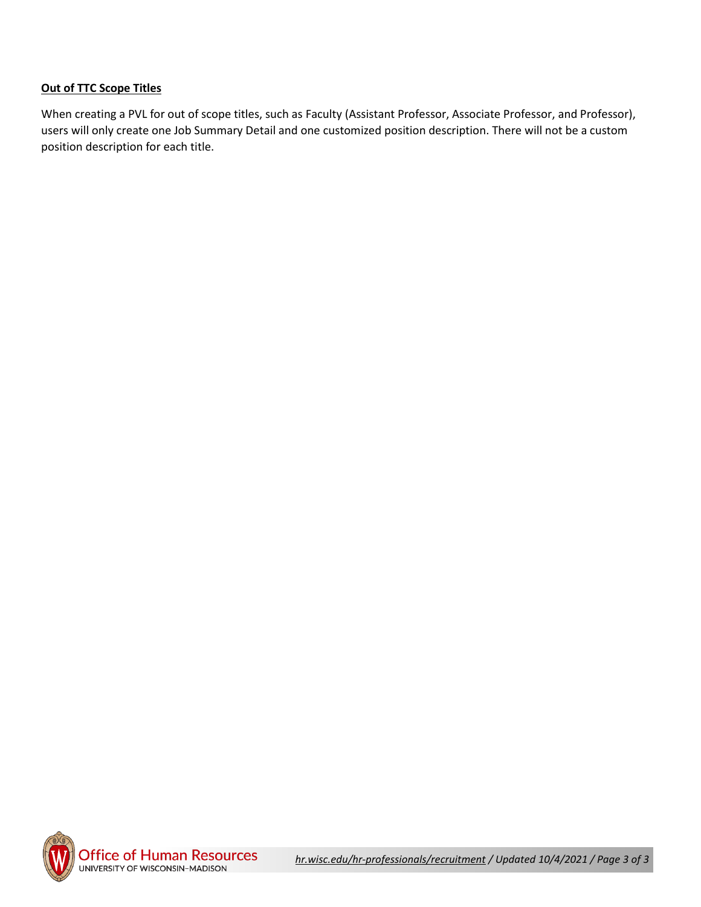**Out of TTC Scope Titles**

When creating a PVL for out of scope titles, such as Faculty (Assistant Professor, Associate Professor, and Professor), users will only create one Job Summary Detail and one customized position description. There will not be a custom position description for each title.